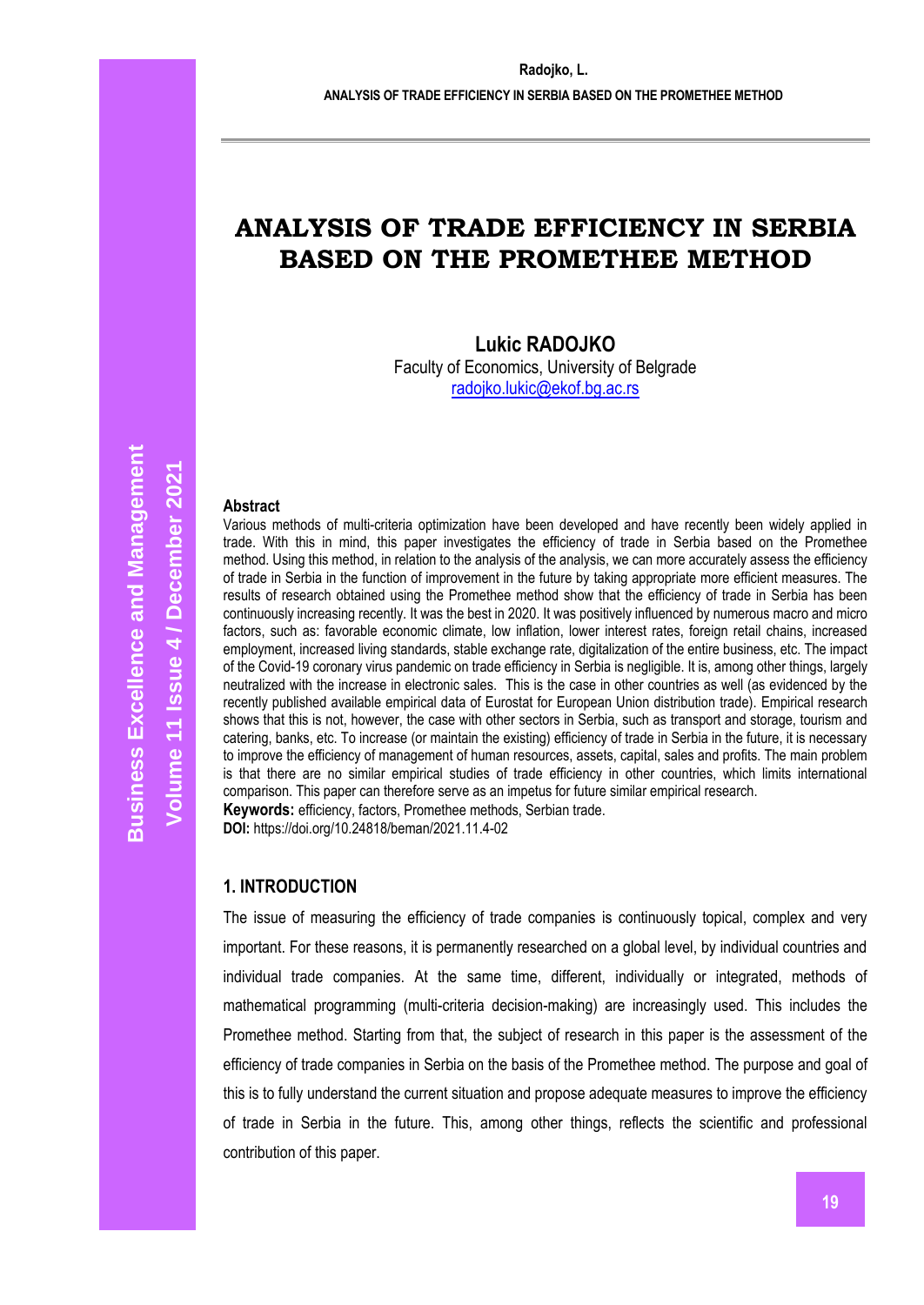# ANALYSIS OF TRADE EFFICIENCY IN SERBIA BASED ON THE PROMETHEE METHOD

**Lukic RADOJKO**
Faculty of Economics, University of Belgrade
radojko.lukic@ekof.bg.ac.rs

**Abstract**

Various methods of multi-criteria optimization have been developed and have recently been widely applied in trade. With this in mind, this paper investigates the efficiency of trade in Serbia based on the Promethee method. Using this method, in relation to the analysis of the analysis, we can more accurately assess the efficiency of trade in Serbia in the function of improvement in the future by taking appropriate more efficient measures. The results of research obtained using the Promethee method show that the efficiency of trade in Serbia has been continuously increasing recently. It was the best in 2020. It was positively influenced by numerous macro and micro factors, such as: favorable economic climate, low inflation, lower interest rates, foreign retail chains, increased employment, increased living standards, stable exchange rate, digitalization of the entire business, etc. The impact of the Covid-19 coronary virus pandemic on trade efficiency in Serbia is negligible. It is, among other things, largely neutralized with the increase in electronic sales. This is the case in other countries as well (as evidenced by the recently published available empirical data of Eurostat for European Union distribution trade). Empirical research shows that this is not, however, the case with other sectors in Serbia, such as transport and storage, tourism and catering, banks, etc. To increase (or maintain the existing) efficiency of trade in Serbia in the future, it is necessary to improve the efficiency of management of human resources, assets, capital, sales and profits. The main problem is that there are no similar empirical studies of trade efficiency in other countries, which limits international comparison. This paper can therefore serve as an impetus for future similar empirical research.

**Keywords:** efficiency, factors, Promethee methods, Serbian trade.

**DOI:** https://doi.org/10.24818/beman/2021.11.4-02

## 1. INTRODUCTION

The issue of measuring the efficiency of trade companies is continuously topical, complex and very important. For these reasons, it is permanently researched on a global level, by individual countries and individual trade companies. At the same time, different, individually or integrated, methods of mathematical programming (multi-criteria decision-making) are increasingly used. This includes the Promethee method. Starting from that, the subject of research in this paper is the assessment of the efficiency of trade companies in Serbia on the basis of the Promethee method. The purpose and goal of this is to fully understand the current situation and propose adequate measures to improve the efficiency of trade in Serbia in the future. This, among other things, reflects the scientific and professional contribution of this paper.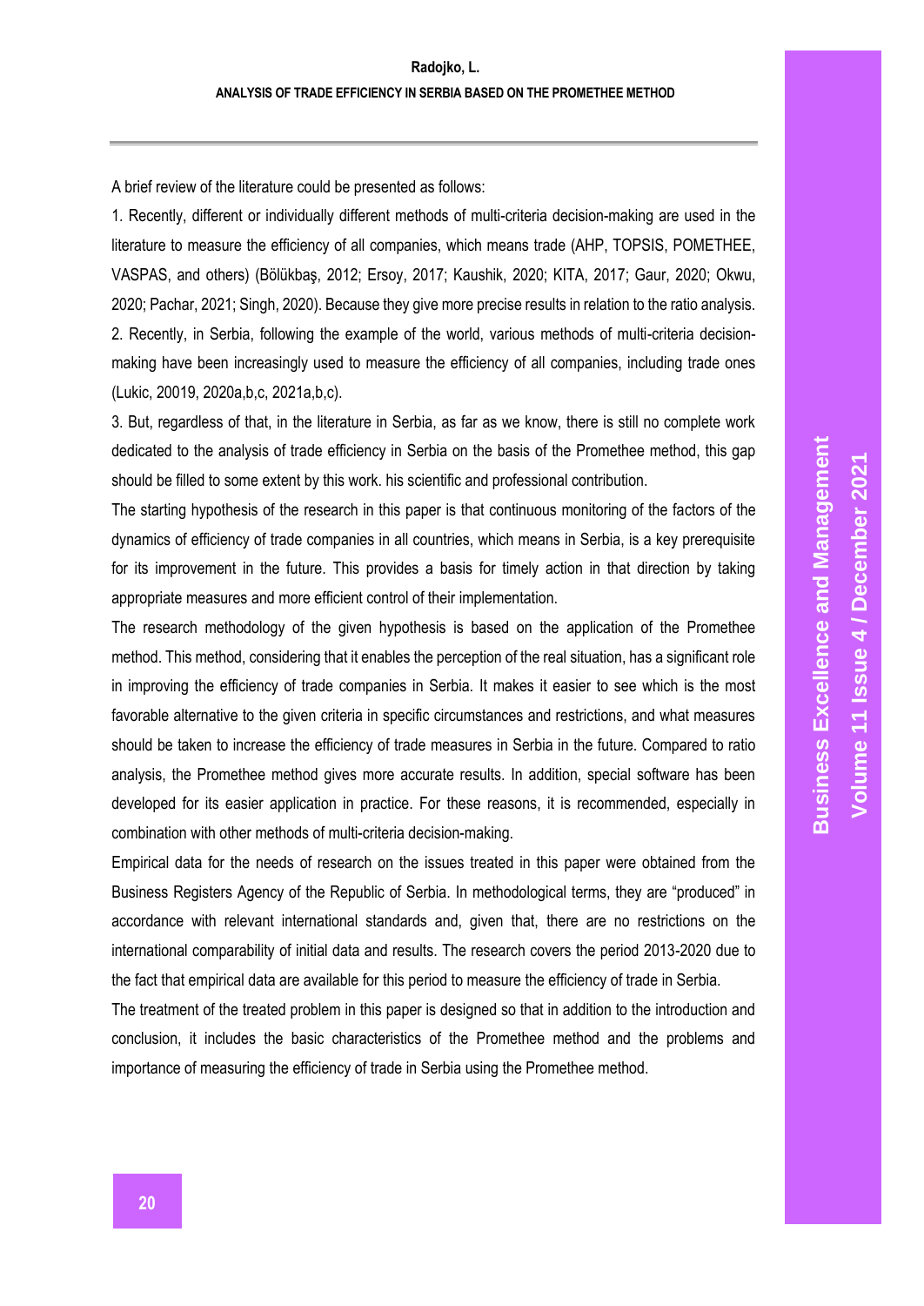A brief review of the literature could be presented as follows:

1. Recently, different or individually different methods of multi-criteria decision-making are used in the literature to measure the efficiency of all companies, which means trade (AHP, TOPSIS, POMETHEE, VASPAS, and others) (Bölükbaş, 2012; Ersoy, 2017; Kaushik, 2020; KITA, 2017; Gaur, 2020; Okwu, 2020; Pachar, 2021; Singh, 2020). Because they give more precise results in relation to the ratio analysis.
2. Recently, in Serbia, following the example of the world, various methods of multi-criteria decision-making have been increasingly used to measure the efficiency of all companies, including trade ones (Lukic, 20019, 2020a,b,c, 2021a,b,c).
3. But, regardless of that, in the literature in Serbia, as far as we know, there is still no complete work dedicated to the analysis of trade efficiency in Serbia on the basis of the Promethee method, this gap should be filled to some extent by this work. his scientific and professional contribution.

The starting hypothesis of the research in this paper is that continuous monitoring of the factors of the dynamics of efficiency of trade companies in all countries, which means in Serbia, is a key prerequisite for its improvement in the future. This provides a basis for timely action in that direction by taking appropriate measures and more efficient control of their implementation.

The research methodology of the given hypothesis is based on the application of the Promethee method. This method, considering that it enables the perception of the real situation, has a significant role in improving the efficiency of trade companies in Serbia. It makes it easier to see which is the most favorable alternative to the given criteria in specific circumstances and restrictions, and what measures should be taken to increase the efficiency of trade measures in Serbia in the future. Compared to ratio analysis, the Promethee method gives more accurate results. In addition, special software has been developed for its easier application in practice. For these reasons, it is recommended, especially in combination with other methods of multi-criteria decision-making.

Empirical data for the needs of research on the issues treated in this paper were obtained from the Business Registers Agency of the Republic of Serbia. In methodological terms, they are "produced" in accordance with relevant international standards and, given that, there are no restrictions on the international comparability of initial data and results. The research covers the period 2013-2020 due to the fact that empirical data are available for this period to measure the efficiency of trade in Serbia.

The treatment of the treated problem in this paper is designed so that in addition to the introduction and conclusion, it includes the basic characteristics of the Promethee method and the problems and importance of measuring the efficiency of trade in Serbia using the Promethee method.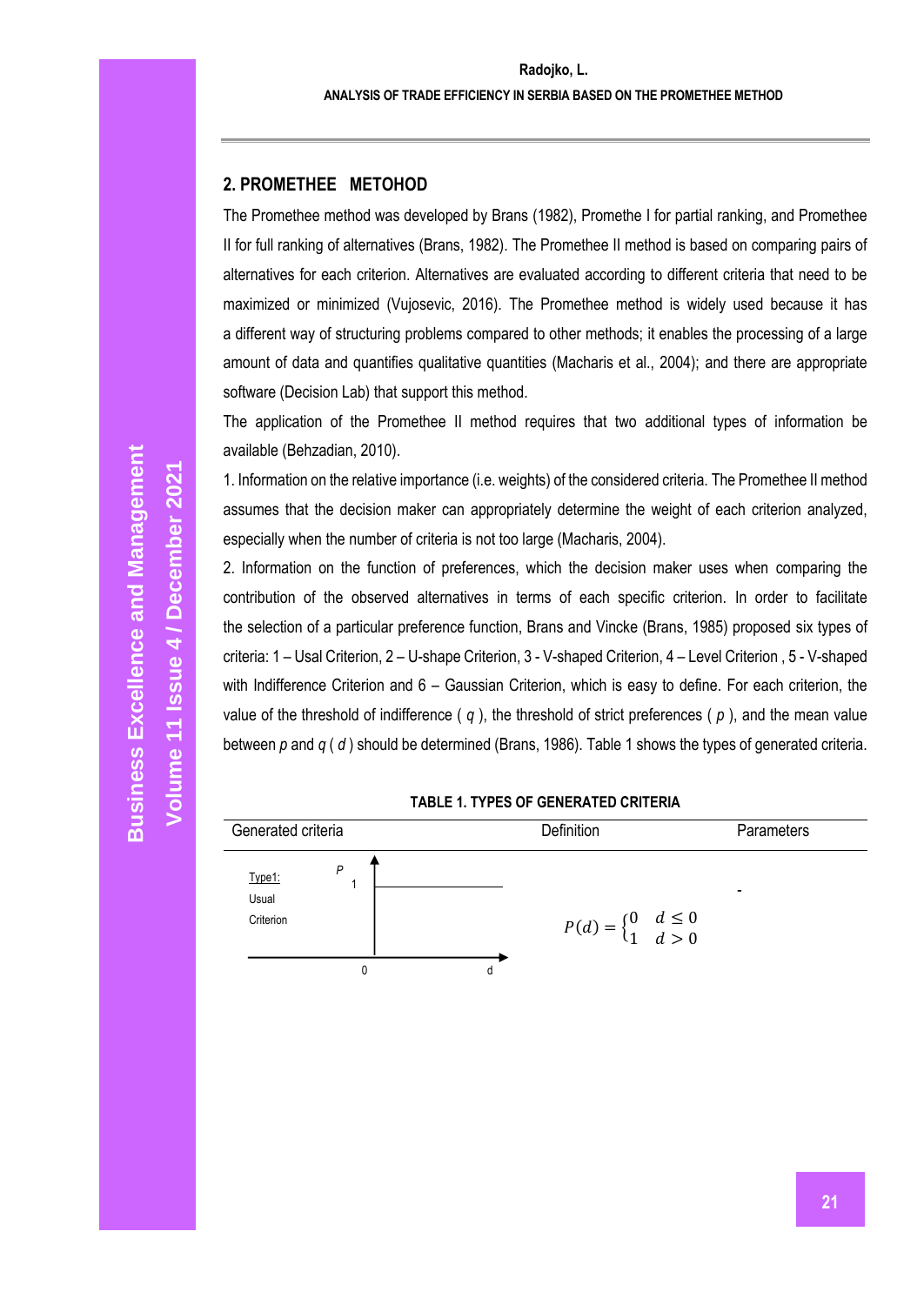## 2. PROMETHEE METOHOD

The Promethee method was developed by Brans (1982), Promethe I for partial ranking, and Promethee II for full ranking of alternatives (Brans, 1982). The Promethee II method is based on comparing pairs of alternatives for each criterion. Alternatives are evaluated according to different criteria that need to be maximized or minimized (Vujosevic, 2016). The Promethee method is widely used because it has a different way of structuring problems compared to other methods; it enables the processing of a large amount of data and quantifies qualitative quantities (Macharis et al., 2004); and there are appropriate software (Decision Lab) that support this method.

The application of the Promethee II method requires that two additional types of information be available (Behzadian, 2010).

1. Information on the relative importance (i.e. weights) of the considered criteria. The Promethee II method assumes that the decision maker can appropriately determine the weight of each criterion analyzed, especially when the number of criteria is not too large (Macharis, 2004).

2. Information on the function of preferences, which the decision maker uses when comparing the contribution of the observed alternatives in terms of each specific criterion. In order to facilitate the selection of a particular preference function, Brans and Vincke (Brans, 1985) proposed six types of criteria: 1 – Usal Criterion, 2 – U-shape Criterion, 3 - V-shaped Criterion, 4 – Level Criterion , 5 - V-shaped with Indifference Criterion and 6 – Gaussian Criterion, which is easy to define. For each criterion, the value of the threshold of indifference ( $q$ ), the threshold of strict preferences ( $p$ ), and the mean value between $p$ and $q$ ( $d$ ) should be determined (Brans, 1986). Table 1 shows the types of generated criteria.

**TABLE 1. TYPES OF GENERATED CRITERIA**

| Generated criteria | Definition | Parameters |
| --- | --- | --- |
| Type1: Usual Criterion | $P(d) = \begin{cases} 0 & d \leq 0 \\ 1 & d > 0 \end{cases}$ | - |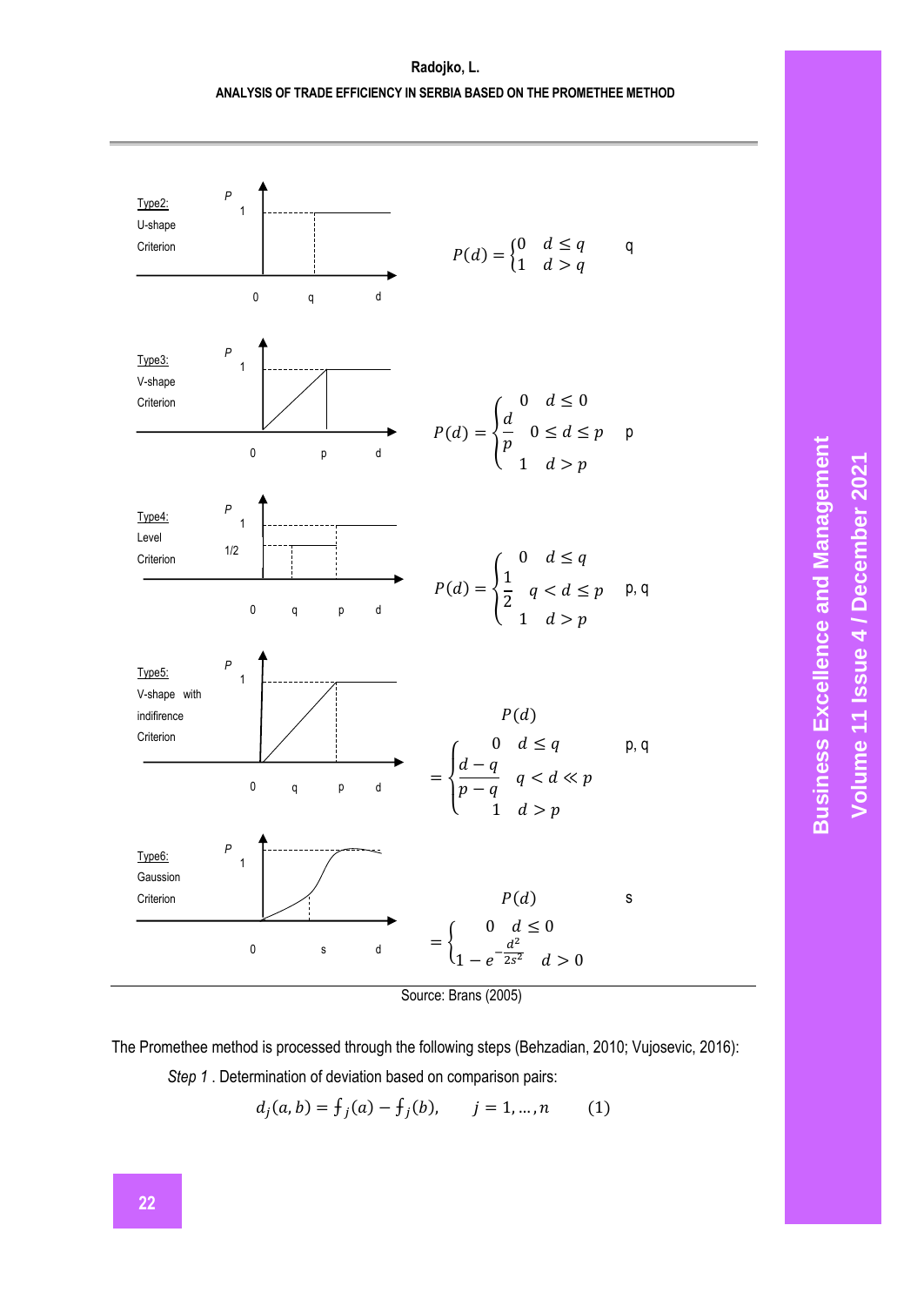| Criterion | Function | Parameters |
|---|---|---|
| Type2: U-shape Criterion | $P(d) = \begin{cases} 0 & d \leq q \\ 1 & d > q \end{cases}$ | q |
| Type3: V-shape Criterion | $P(d) = \begin{cases} 0 & d \leq 0 \\ \frac{d}{p} & 0 \leq d \leq p \\ 1 & d > p \end{cases}$ | p |
| Type4: Level Criterion | $P(d) = \begin{cases} 0 & d \leq q \\ \frac{1}{2} & q < d \leq p \\ 1 & d > p \end{cases}$ | p, q |
| Type5: V-shape with indifirence Criterion | $P(d) = \begin{cases} 0 & d \leq q \\ \frac{d-q}{p-q} & q < d \ll p \\ 1 & d > p \end{cases}$ | p, q |
| Type6: Gaussion Criterion | $P(d) = \begin{cases} 0 & d \leq 0 \\ 1 - e^{-\frac{d^2}{2s^2}} & d > 0 \end{cases}$ | s |

Source: Brans (2005)

The Promethee method is processed through the following steps (Behzadian, 2010; Vujosevic, 2016):

*Step 1* . Determination of deviation based on comparison pairs:

$$d_j(a,b) = f_j(a) - f_j(b), \qquad j = 1, \dots, n \qquad (1)$$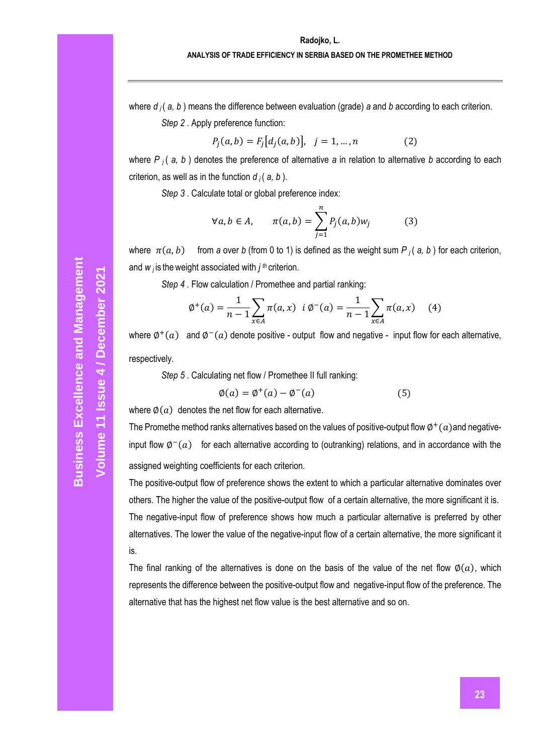where $d_j(a, b)$ means the difference between evaluation (grade) *a* and *b* according to each criterion.

*Step 2*. Apply preference function:

$$P_j(a,b) = F_j[d_j(a,b)], \quad j = 1, \ldots, n \qquad (2)$$

where $P_j(a, b)$ denotes the preference of alternative *a* in relation to alternative *b* according to each criterion, as well as in the function $d_j(a, b)$.

*Step 3*. Calculate total or global preference index:

$$\forall a, b \in A, \qquad \pi(a,b) = \sum_{j=1}^{n} P_j(a,b) w_j \qquad (3)$$

where $\pi(a,b)$ from *a* over *b* (from 0 to 1) is defined as the weight sum $P_j(a, b)$ for each criterion, and $w_j$ is the weight associated with $j^{th}$ criterion.

*Step 4*. Flow calculation / Promethee and partial ranking:

$$\emptyset^+(a) = \frac{1}{n-1}\sum_{x \in A} \pi(a,x) \;\; i \; \emptyset^-(a) = \frac{1}{n-1}\sum_{x \in A} \pi(a,x) \qquad (4)$$

where $\emptyset^+(a)$ and $\emptyset^-(a)$ denote positive - output flow and negative - input flow for each alternative, respectively.

*Step 5*. Calculating net flow / Promethee II full ranking:

$$\emptyset(a) = \emptyset^+(a) - \emptyset^-(a) \qquad (5)$$

where $\emptyset(a)$ denotes the net flow for each alternative.

The Promethe method ranks alternatives based on the values of positive-output flow $\emptyset^+(a)$ and negative-input flow $\emptyset^-(a)$ for each alternative according to (outranking) relations, and in accordance with the assigned weighting coefficients for each criterion.

The positive-output flow of preference shows the extent to which a particular alternative dominates over others. The higher the value of the positive-output flow of a certain alternative, the more significant it is.

The negative-input flow of preference shows how much a particular alternative is preferred by other alternatives. The lower the value of the negative-input flow of a certain alternative, the more significant it is.

The final ranking of the alternatives is done on the basis of the value of the net flow $\emptyset(a)$, which represents the difference between the positive-output flow and negative-input flow of the preference. The alternative that has the highest net flow value is the best alternative and so on.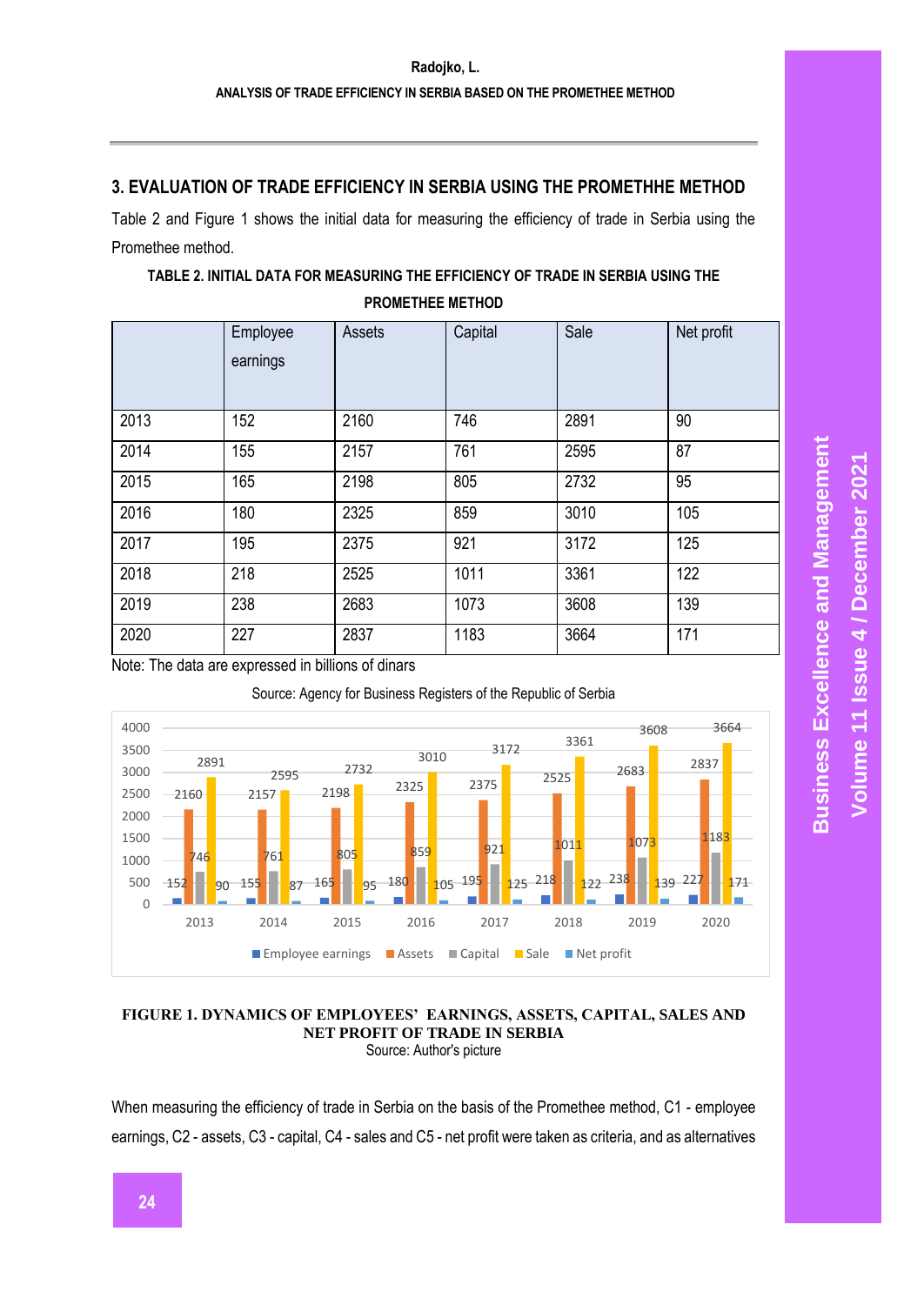## 3. EVALUATION OF TRADE EFFICIENCY IN SERBIA USING THE PROMETHHE METHOD

Table 2 and Figure 1 shows the initial data for measuring the efficiency of trade in Serbia using the Promethee method.

**TABLE 2. INITIAL DATA FOR MEASURING THE EFFICIENCY OF TRADE IN SERBIA USING THE PROMETHEE METHOD**

| | Employee earnings | Assets | Capital | Sale | Net profit |
|---|---|---|---|---|---|
| 2013 | 152 | 2160 | 746 | 2891 | 90 |
| 2014 | 155 | 2157 | 761 | 2595 | 87 |
| 2015 | 165 | 2198 | 805 | 2732 | 95 |
| 2016 | 180 | 2325 | 859 | 3010 | 105 |
| 2017 | 195 | 2375 | 921 | 3172 | 125 |
| 2018 | 218 | 2525 | 1011 | 3361 | 122 |
| 2019 | 238 | 2683 | 1073 | 3608 | 139 |
| 2020 | 227 | 2837 | 1183 | 3664 | 171 |

Note: The data are expressed in billions of dinars

Source: Agency for Business Registers of the Republic of Serbia

**FIGURE 1. DYNAMICS OF EMPLOYEES' EARNINGS, ASSETS, CAPITAL, SALES AND NET PROFIT OF TRADE IN SERBIA**

Source: Author's picture

When measuring the efficiency of trade in Serbia on the basis of the Promethee method, C1 - employee earnings, C2 - assets, C3 - capital, C4 - sales and C5 - net profit were taken as criteria, and as alternatives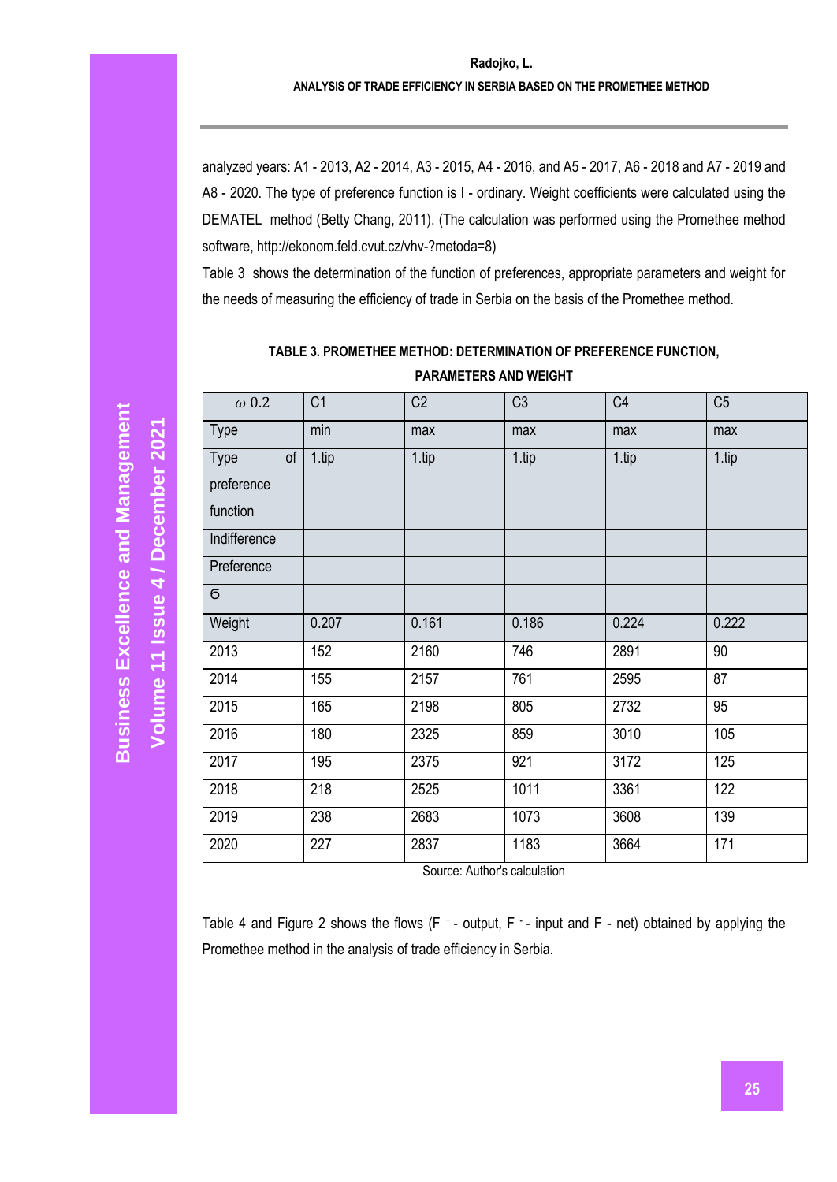analyzed years: A1 - 2013, A2 - 2014, A3 - 2015, A4 - 2016, and A5 - 2017, A6 - 2018 and A7 - 2019 and A8 - 2020. The type of preference function is I - ordinary. Weight coefficients were calculated using the DEMATEL method (Betty Chang, 2011). (The calculation was performed using the Promethee method software, http://ekonom.feld.cvut.cz/vhv-?metoda=8)

Table 3 shows the determination of the function of preferences, appropriate parameters and weight for the needs of measuring the efficiency of trade in Serbia on the basis of the Promethee method.

**TABLE 3. PROMETHEE METHOD: DETERMINATION OF PREFERENCE FUNCTION, PARAMETERS AND WEIGHT**

| $\omega$ 0.2 | C1 | C2 | C3 | C4 | C5 |
|---|---|---|---|---|---|
| Type | min | max | max | max | max |
| Type of preference function | 1.tip | 1.tip | 1.tip | 1.tip | 1.tip |
| Indifference | | | | | |
| Preference | | | | | |
| б | | | | | |
| Weight | 0.207 | 0.161 | 0.186 | 0.224 | 0.222 |
| 2013 | 152 | 2160 | 746 | 2891 | 90 |
| 2014 | 155 | 2157 | 761 | 2595 | 87 |
| 2015 | 165 | 2198 | 805 | 2732 | 95 |
| 2016 | 180 | 2325 | 859 | 3010 | 105 |
| 2017 | 195 | 2375 | 921 | 3172 | 125 |
| 2018 | 218 | 2525 | 1011 | 3361 | 122 |
| 2019 | 238 | 2683 | 1073 | 3608 | 139 |
| 2020 | 227 | 2837 | 1183 | 3664 | 171 |

Source: Author's calculation

Table 4 and Figure 2 shows the flows ($F^+$ - output, $F^-$ - input and F - net) obtained by applying the Promethee method in the analysis of trade efficiency in Serbia.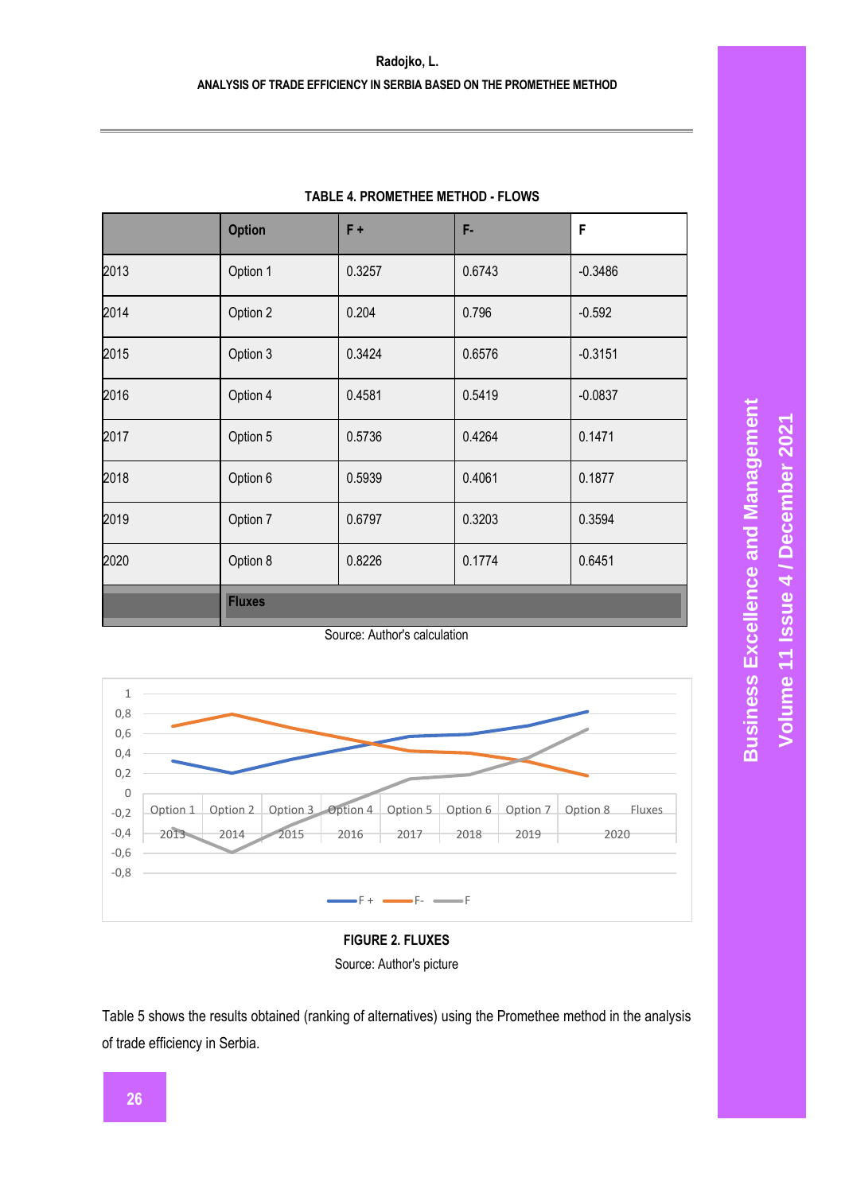**TABLE 4. PROMETHEE METHOD - FLOWS**

| | Option | F + | F- | F |
|---|---|---|---|---|
| 2013 | Option 1 | 0.3257 | 0.6743 | -0.3486 |
| 2014 | Option 2 | 0.204 | 0.796 | -0.592 |
| 2015 | Option 3 | 0.3424 | 0.6576 | -0.3151 |
| 2016 | Option 4 | 0.4581 | 0.5419 | -0.0837 |
| 2017 | Option 5 | 0.5736 | 0.4264 | 0.1471 |
| 2018 | Option 6 | 0.5939 | 0.4061 | 0.1877 |
| 2019 | Option 7 | 0.6797 | 0.3203 | 0.3594 |
| 2020 | Option 8 | 0.8226 | 0.1774 | 0.6451 |
| | Fluxes | | | |

Source: Author's calculation

**FIGURE 2. FLUXES**

Source: Author's picture

Table 5 shows the results obtained (ranking of alternatives) using the Promethee method in the analysis of trade efficiency in Serbia.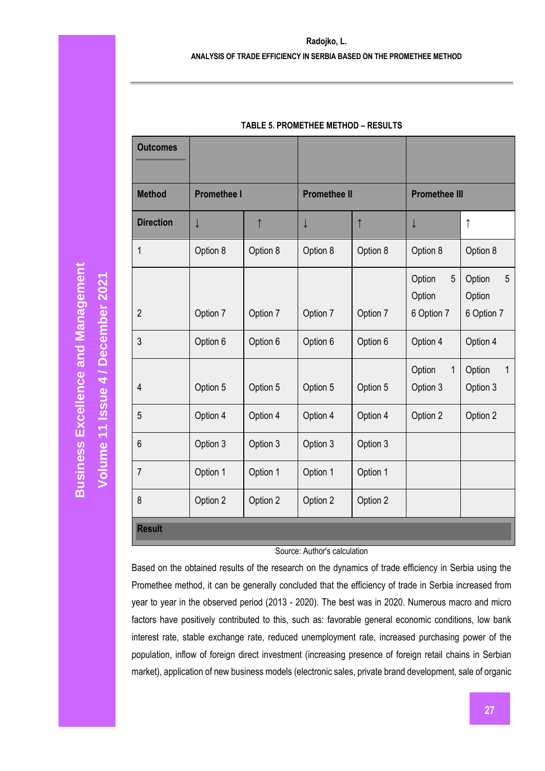**TABLE 5. PROMETHEE METHOD – RESULTS**

| Outcomes | | | | | | |
|---|---|---|---|---|---|---|
| Method | Promethee I | | Promethee II | | Promethee III | |
| Direction | ↓ | ↑ | ↓ | ↑ | ↓ | ↑ |
| 1 | Option 8 | Option 8 | Option 8 | Option 8 | Option 8 | Option 8 |
| 2 | Option 7 | Option 7 | Option 7 | Option 7 | Option 5 Option 6 Option 7 | Option 5 Option 6 Option 7 |
| 3 | Option 6 | Option 6 | Option 6 | Option 6 | Option 4 | Option 4 |
| 4 | Option 5 | Option 5 | Option 5 | Option 5 | Option 1 Option 3 | Option 1 Option 3 |
| 5 | Option 4 | Option 4 | Option 4 | Option 4 | Option 2 | Option 2 |
| 6 | Option 3 | Option 3 | Option 3 | Option 3 | | |
| 7 | Option 1 | Option 1 | Option 1 | Option 1 | | |
| 8 | Option 2 | Option 2 | Option 2 | Option 2 | | |
| Result | | | | | | |

Source: Author's calculation

Based on the obtained results of the research on the dynamics of trade efficiency in Serbia using the Promethee method, it can be generally concluded that the efficiency of trade in Serbia increased from year to year in the observed period (2013 - 2020). The best was in 2020. Numerous macro and micro factors have positively contributed to this, such as: favorable general economic conditions, low bank interest rate, stable exchange rate, reduced unemployment rate, increased purchasing power of the population, inflow of foreign direct investment (increasing presence of foreign retail chains in Serbian market), application of new business models (electronic sales, private brand development, sale of organic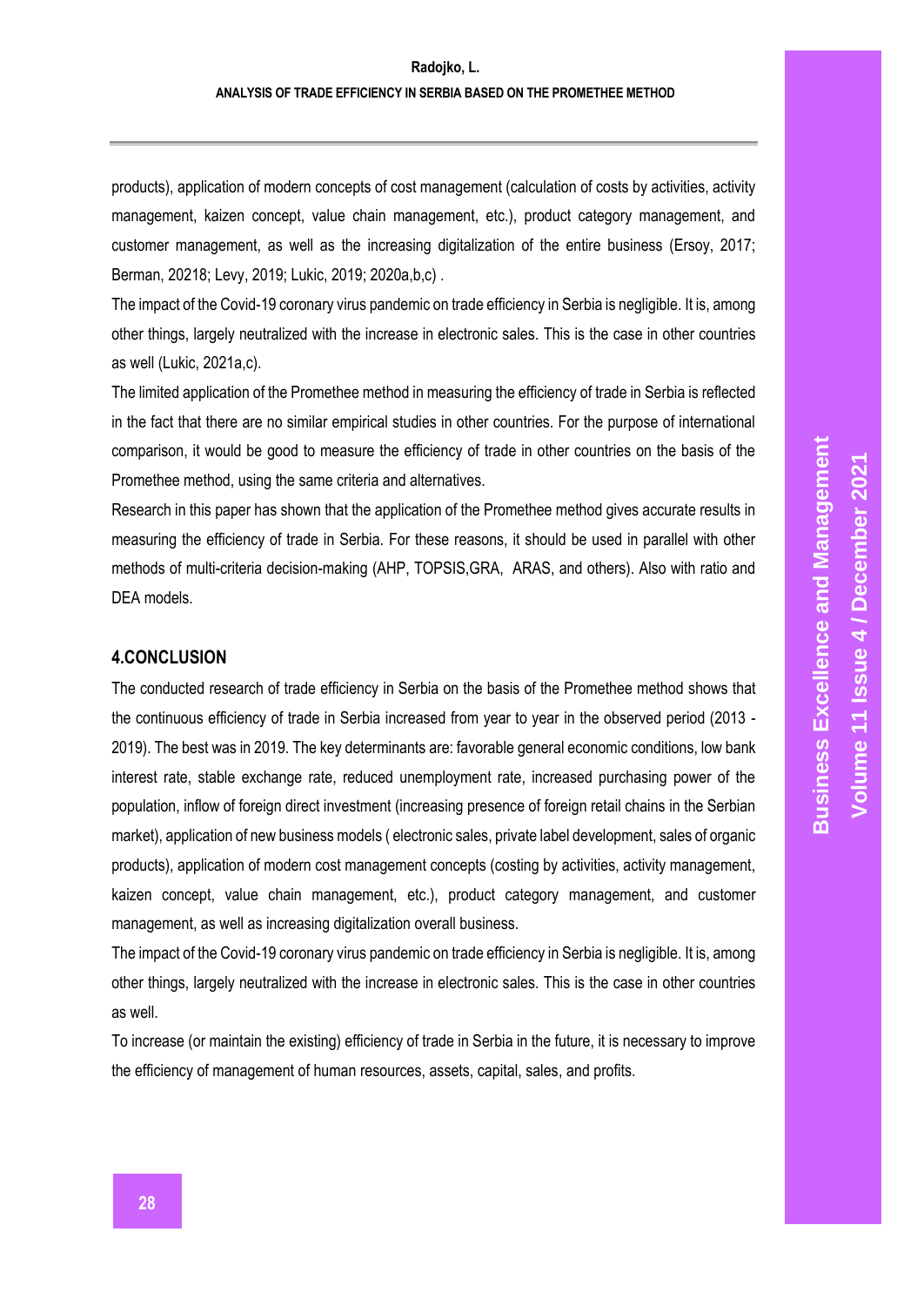products), application of modern concepts of cost management (calculation of costs by activities, activity management, kaizen concept, value chain management, etc.), product category management, and customer management, as well as the increasing digitalization of the entire business (Ersoy, 2017; Berman, 20218; Levy, 2019; Lukic, 2019; 2020a,b,c) .

The impact of the Covid-19 coronary virus pandemic on trade efficiency in Serbia is negligible. It is, among other things, largely neutralized with the increase in electronic sales. This is the case in other countries as well (Lukic, 2021a,c).

The limited application of the Promethee method in measuring the efficiency of trade in Serbia is reflected in the fact that there are no similar empirical studies in other countries. For the purpose of international comparison, it would be good to measure the efficiency of trade in other countries on the basis of the Promethee method, using the same criteria and alternatives.

Research in this paper has shown that the application of the Promethee method gives accurate results in measuring the efficiency of trade in Serbia. For these reasons, it should be used in parallel with other methods of multi-criteria decision-making (AHP, TOPSIS,GRA, ARAS, and others). Also with ratio and DEA models.

## 4.CONCLUSION

The conducted research of trade efficiency in Serbia on the basis of the Promethee method shows that the continuous efficiency of trade in Serbia increased from year to year in the observed period (2013 - 2019). The best was in 2019. The key determinants are: favorable general economic conditions, low bank interest rate, stable exchange rate, reduced unemployment rate, increased purchasing power of the population, inflow of foreign direct investment (increasing presence of foreign retail chains in the Serbian market), application of new business models ( electronic sales, private label development, sales of organic products), application of modern cost management concepts (costing by activities, activity management, kaizen concept, value chain management, etc.), product category management, and customer management, as well as increasing digitalization overall business.

The impact of the Covid-19 coronary virus pandemic on trade efficiency in Serbia is negligible. It is, among other things, largely neutralized with the increase in electronic sales. This is the case in other countries as well.

To increase (or maintain the existing) efficiency of trade in Serbia in the future, it is necessary to improve the efficiency of management of human resources, assets, capital, sales, and profits.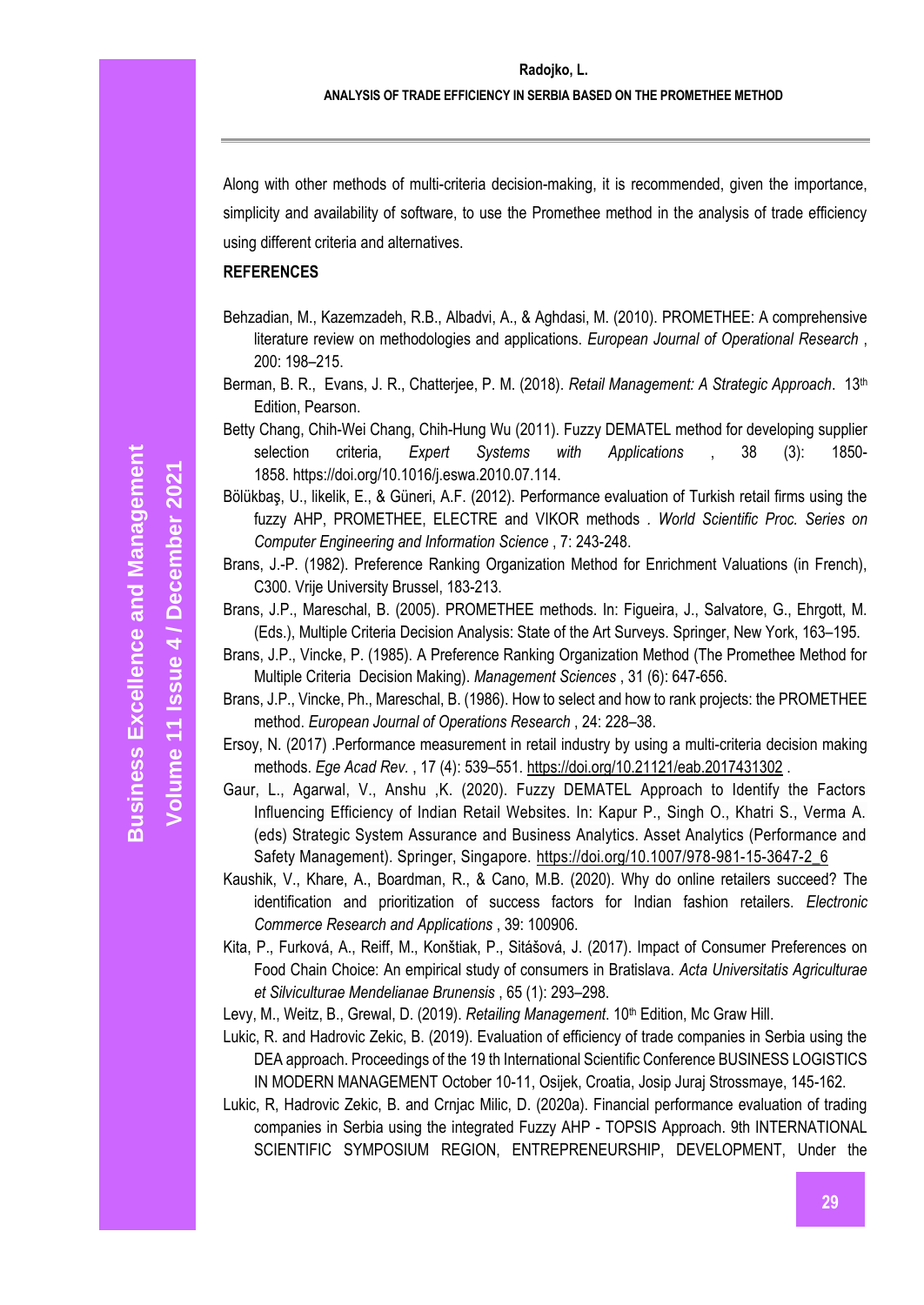Along with other methods of multi-criteria decision-making, it is recommended, given the importance, simplicity and availability of software, to use the Promethee method in the analysis of trade efficiency using different criteria and alternatives.

**REFERENCES**

Behzadian, M., Kazemzadeh, R.B., Albadvi, A., & Aghdasi, M. (2010). PROMETHEE: A comprehensive literature review on methodologies and applications. *European Journal of Operational Research* , 200: 198–215.

Berman, B. R., Evans, J. R., Chatterjee, P. M. (2018). *Retail Management: A Strategic Approach*. 13th Edition, Pearson.

Betty Chang, Chih-Wei Chang, Chih-Hung Wu (2011). Fuzzy DEMATEL method for developing supplier selection criteria, *Expert Systems with Applications* , 38 (3): 1850-1858. https://doi.org/10.1016/j.eswa.2010.07.114.

Bölükbaş, U., likelik, E., & Güneri, A.F. (2012). Performance evaluation of Turkish retail firms using the fuzzy AHP, PROMETHEE, ELECTRE and VIKOR methods . *World Scientific Proc. Series on Computer Engineering and Information Science* , 7: 243-248.

Brans, J.-P. (1982). Preference Ranking Organization Method for Enrichment Valuations (in French), C300. Vrije University Brussel, 183-213.

Brans, J.P., Mareschal, B. (2005). PROMETHEE methods. In: Figueira, J., Salvatore, G., Ehrgott, M. (Eds.), Multiple Criteria Decision Analysis: State of the Art Surveys. Springer, New York, 163–195.

Brans, J.P., Vincke, P. (1985). A Preference Ranking Organization Method (The Promethee Method for Multiple Criteria Decision Making). *Management Sciences* , 31 (6): 647-656.

Brans, J.P., Vincke, Ph., Mareschal, B. (1986). How to select and how to rank projects: the PROMETHEE method. *European Journal of Operations Research* , 24: 228–38.

Ersoy, N. (2017) .Performance measurement in retail industry by using a multi-criteria decision making methods. *Ege Acad Rev.* , 17 (4): 539–551. https://doi.org/10.21121/eab.2017431302 .

Gaur, L., Agarwal, V., Anshu ,K. (2020). Fuzzy DEMATEL Approach to Identify the Factors Influencing Efficiency of Indian Retail Websites. In: Kapur P., Singh O., Khatri S., Verma A. (eds) Strategic System Assurance and Business Analytics. Asset Analytics (Performance and Safety Management). Springer, Singapore. https://doi.org/10.1007/978-981-15-3647-2_6

Kaushik, V., Khare, A., Boardman, R., & Cano, M.B. (2020). Why do online retailers succeed? The identification and prioritization of success factors for Indian fashion retailers. *Electronic Commerce Research and Applications* , 39: 100906.

Kita, P., Furková, A., Reiff, M., Konštiak, P., Sitášová, J. (2017). Impact of Consumer Preferences on Food Chain Choice: An empirical study of consumers in Bratislava. *Acta Universitatis Agriculturae et Silviculturae Mendelianae Brunensis* , 65 (1): 293–298.

Levy, M., Weitz, B., Grewal, D. (2019). *Retailing Management*. 10th Edition, Mc Graw Hill.

Lukic, R. and Hadrovic Zekic, B. (2019). Evaluation of efficiency of trade companies in Serbia using the DEA approach. Proceedings of the 19 th International Scientific Conference BUSINESS LOGISTICS IN MODERN MANAGEMENT October 10-11, Osijek, Croatia, Josip Juraj Strossmaye, 145-162.

Lukic, R, Hadrovic Zekic, B. and Crnjac Milic, D. (2020a). Financial performance evaluation of trading companies in Serbia using the integrated Fuzzy AHP - TOPSIS Approach. 9th INTERNATIONAL SCIENTIFIC SYMPOSIUM REGION, ENTREPRENEURSHIP, DEVELOPMENT, Under the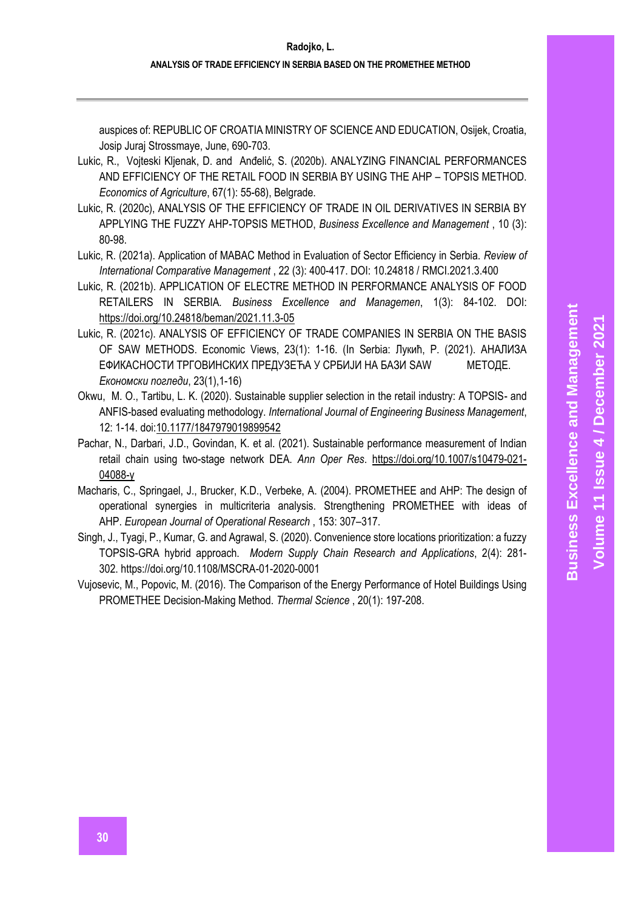auspices of: REPUBLIC OF CROATIA MINISTRY OF SCIENCE AND EDUCATION, Osijek, Croatia, Josip Juraj Strossmaye, June, 690-703.

Lukic, R., Vojteski Kljenak, D. and Anđelić, S. (2020b). ANALYZING FINANCIAL PERFORMANCES AND EFFICIENCY OF THE RETAIL FOOD IN SERBIA BY USING THE AHP – TOPSIS METHOD. *Economics of Agriculture*, 67(1): 55-68), Belgrade.

Lukic, R. (2020c), ANALYSIS OF THE EFFICIENCY OF TRADE IN OIL DERIVATIVES IN SERBIA BY APPLYING THE FUZZY AHP-TOPSIS METHOD, *Business Excellence and Management* , 10 (3): 80-98.

Lukic, R. (2021a). Application of MABAC Method in Evaluation of Sector Efficiency in Serbia. *Review of International Comparative Management* , 22 (3): 400-417. DOI: 10.24818 / RMCI.2021.3.400

Lukic, R. (2021b). APPLICATION OF ELECTRE METHOD IN PERFORMANCE ANALYSIS OF FOOD RETAILERS IN SERBIA. *Business Excellence and Managemen*, 1(3): 84-102. DOI: https://doi.org/10.24818/beman/2021.11.3-05

Lukic, R. (2021c). ANALYSIS OF EFFICIENCY OF TRADE COMPANIES IN SERBIA ON THE BASIS OF SAW METHODS. Economic Views, 23(1): 1-16. (In Serbia: Лукић, Р. (2021). АНАЛИЗА ЕФИКАСНОСТИ ТРГОВИНСКИХ ПРЕДУЗЕЋА У СРБИЈИ НА БАЗИ SAW МЕТОДЕ. *Економски погледи*, 23(1),1-16)

Okwu, M. O., Tartibu, L. K. (2020). Sustainable supplier selection in the retail industry: A TOPSIS- and ANFIS-based evaluating methodology. *International Journal of Engineering Business Management*, 12: 1-14. doi:10.1177/1847979019899542

Pachar, N., Darbari, J.D., Govindan, K. et al. (2021). Sustainable performance measurement of Indian retail chain using two-stage network DEA. *Ann Oper Res*. https://doi.org/10.1007/s10479-021-04088-y

Macharis, C., Springael, J., Brucker, K.D., Verbeke, A. (2004). PROMETHEE and AHP: The design of operational synergies in multicriteria analysis. Strengthening PROMETHEE with ideas of AHP. *European Journal of Operational Research* , 153: 307–317.

Singh, J., Tyagi, P., Kumar, G. and Agrawal, S. (2020). Convenience store locations prioritization: a fuzzy TOPSIS-GRA hybrid approach. *Modern Supply Chain Research and Applications*, 2(4): 281-302. https://doi.org/10.1108/MSCRA-01-2020-0001

Vujosevic, M., Popovic, M. (2016). The Comparison of the Energy Performance of Hotel Buildings Using PROMETHEE Decision-Making Method. *Thermal Science* , 20(1): 197-208.